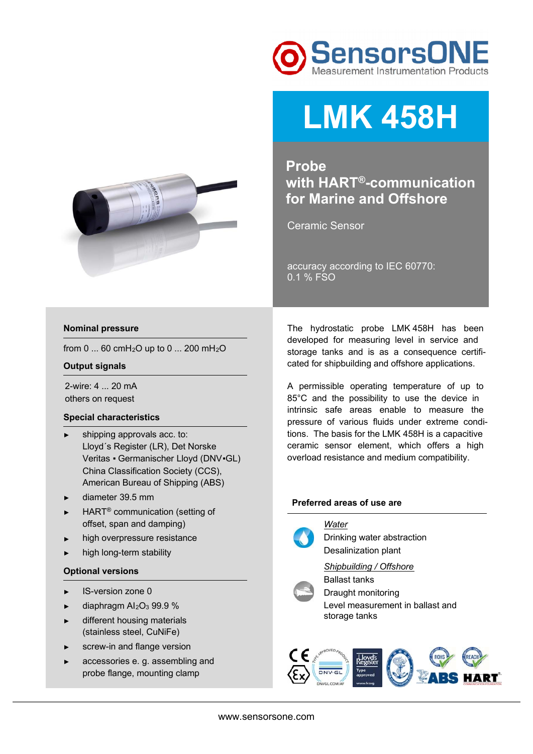SensorsONE
Measurement Instrumentation Products

# LMK 458H

## Probe with HART®-communication for Marine and Offshore

Ceramic Sensor

accuracy according to IEC 60770: 0.1 % FSO

### Nominal pressure

from 0 ... 60 cm$H_2O$ up to 0 ... 200 m$H_2O$

### Output signals

2-wire: 4 ... 20 mA
others on request

### Special characteristics

- shipping approvals acc. to: Lloyd´s Register (LR), Det Norske Veritas ▪ Germanischer Lloyd (DNV▪GL) China Classification Society (CCS), American Bureau of Shipping (ABS)
- diameter 39.5 mm
- HART® communication (setting of offset, span and damping)
- high overpressure resistance
- high long-term stability

### Optional versions

- IS-version zone 0
- diaphragm $Al_2O_3$ 99.9 %
- different housing materials (stainless steel, CuNiFe)
- screw-in and flange version
- accessories e. g. assembling and probe flange, mounting clamp

The hydrostatic probe LMK 458H has been developed for measuring level in service and storage tanks and is as a consequence certificated for shipbuilding and offshore applications.

A permissible operating temperature of up to 85°C and the possibility to use the device in intrinsic safe areas enable to measure the pressure of various fluids under extreme conditions. The basis for the LMK 458H is a capacitive ceramic sensor element, which offers a high overload resistance and medium compatibility.

### Preferred areas of use are

*Water*
Drinking water abstraction
Desalinization plant

*Shipbuilding / Offshore*
Ballast tanks
Draught monitoring
Level measurement in ballast and storage tanks

www.sensorsone.com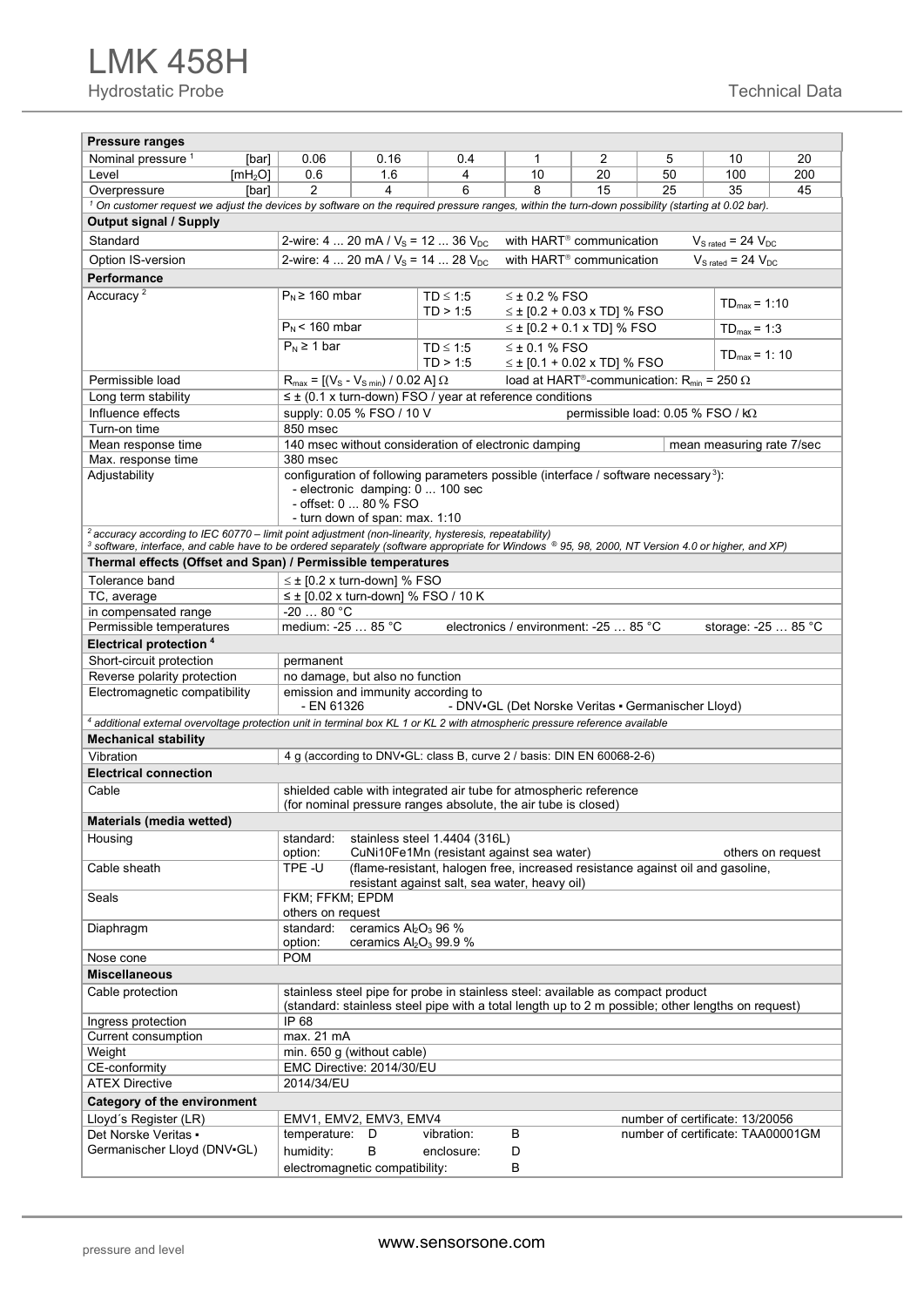# LMK 458H

Hydrostatic Probe

Technical Data

| Pressure ranges | | | | | | | | |
|---|---|---|---|---|---|---|---|---|
| Nominal pressure [1] [bar] | 0.06 | 0.16 | 0.4 | 1 | 2 | 5 | 10 | 20 |
| Level [$mH_2O$] | 0.6 | 1.6 | 4 | 10 | 20 | 50 | 100 | 200 |
| Overpressure [bar] | 2 | 4 | 6 | 8 | 15 | 25 | 35 | 45 |

[1] On customer request we adjust the devices by software on the required pressure ranges, within the turn-down possibility (starting at 0.02 bar).

| Output signal / Supply | | | |
|---|---|---|---|
| Standard | 2-wire: 4 ... 20 mA / $V_S$ = 12 ... 36 $V_{DC}$ | with HART® communication | $V_{S\ rated}$ = 24 $V_{DC}$ |
| Option IS-version | 2-wire: 4 ... 20 mA / $V_S$ = 14 ... 28 $V_{DC}$ | with HART® communication | $V_{S\ rated}$ = 24 $V_{DC}$ |

| Performance | | | | |
|---|---|---|---|---|
| Accuracy [2] | $P_N \geq$ 160 mbar | TD ≤ 1:5<br>TD > 1:5 | ≤ ± 0.2 % FSO<br>≤ ± [0.2 + 0.03 x TD] % FSO | $TD_{max}$ = 1:10 |
| | $P_N <$ 160 mbar | | ≤ ± [0.2 + 0.1 x TD] % FSO | $TD_{max}$ = 1:3 |
| | $P_N \geq$ 1 bar | TD ≤ 1:5<br>TD > 1:5 | ≤ ± 0.1 % FSO<br>≤ ± [0.1 + 0.02 x TD] % FSO | $TD_{max}$ = 1: 10 |
| Permissible load | $R_{max}$ = [($V_S$ - $V_{S\ min}$) / 0.02 A] Ω | | load at HART®-communication: $R_{min}$ = 250 Ω | |
| Long term stability | ≤ ± (0.1 x turn-down) FSO / year at reference conditions | | | |
| Influence effects | supply: 0.05 % FSO / 10 V | | permissible load: 0.05 % FSO / kΩ | |
| Turn-on time | 850 msec | | | |
| Mean response time | 140 msec without consideration of electronic damping | | | mean measuring rate 7/sec |
| Max. response time | 380 msec | | | |
| Adjustability | configuration of following parameters possible (interface / software necessary [3]):<br>- electronic damping: 0 ... 100 sec<br>- offset: 0 ... 80 % FSO<br>- turn down of span: max. 1:10 | | | |

[2] accuracy according to IEC 60770 – limit point adjustment (non-linearity, hysteresis, repeatability)
[3] software, interface, and cable have to be ordered separately (software appropriate for Windows ® 95, 98, 2000, NT Version 4.0 or higher, and XP)

| Thermal effects (Offset and Span) / Permissible temperatures | | | |
|---|---|---|---|
| Tolerance band | ≤ ± [0.2 x turn-down] % FSO | | |
| TC, average | ≤ ± [0.02 x turn-down] % FSO / 10 K | | |
| in compensated range | -20 … 80 °C | | |
| Permissible temperatures | medium: -25 … 85 °C | electronics / environment: -25 … 85 °C | storage: -25 … 85 °C |

| Electrical protection [4] | | |
|---|---|---|
| Short-circuit protection | permanent | |
| Reverse polarity protection | no damage, but also no function | |
| Electromagnetic compatibility | emission and immunity according to<br>- EN 61326 | - DNV•GL (Det Norske Veritas • Germanischer Lloyd) |

[4] additional external overvoltage protection unit in terminal box KL 1 or KL 2 with atmospheric pressure reference available

| Mechanical stability | |
|---|---|
| Vibration | 4 g (according to DNV•GL: class B, curve 2 / basis: DIN EN 60068-2-6) |

| Electrical connection | |
|---|---|
| Cable | shielded cable with integrated air tube for atmospheric reference<br>(for nominal pressure ranges absolute, the air tube is closed) |

| Materials (media wetted) | |
|---|---|
| Housing | standard: stainless steel 1.4404 (316L)<br>option: CuNi10Fe1Mn (resistant against sea water) others on request |
| Cable sheath | TPE -U (flame-resistant, halogen free, increased resistance against oil and gasoline, resistant against salt, sea water, heavy oil) |
| Seals | FKM; FFKM; EPDM<br>others on request |
| Diaphragm | standard: ceramics $Al_2O_3$ 96 %<br>option: ceramics $Al_2O_3$ 99.9 % |
| Nose cone | POM |

| Miscellaneous | |
|---|---|
| Cable protection | stainless steel pipe for probe in stainless steel: available as compact product<br>(standard: stainless steel pipe with a total length up to 2 m possible; other lengths on request) |
| Ingress protection | IP 68 |
| Current consumption | max. 21 mA |
| Weight | min. 650 g (without cable) |
| CE-conformity | EMC Directive: 2014/30/EU |
| ATEX Directive | 2014/34/EU |

| Category of the environment | | |
|---|---|---|
| Lloyd´s Register (LR) | EMV1, EMV2, EMV3, EMV4 | number of certificate: 13/20056 |
| Det Norske Veritas • Germanischer Lloyd (DNV•GL) | temperature: D vibration: B<br>humidity: B enclosure: D<br>electromagnetic compatibility: B | number of certificate: TAA00001GM |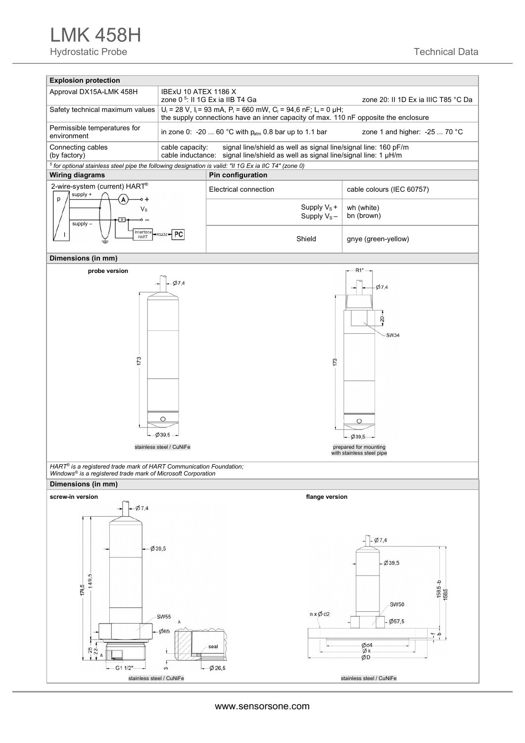## Explosion protection

| | |
|---|---|
| Approval DX15A-LMK 458H | IBExU 10 ATEX 1186 X<br>zone 0 [5]: II 1G Ex ia IIB T4 Ga    zone 20: II 1D Ex ia IIIC T85 °C Da |
| Safety technical maximum values | $U_i$ = 28 V, $I_i$ = 93 mA, $P_i$ = 660 mW, $C_i$ = 94,6 nF; $L_i$ = 0 µH;<br>the supply connections have an inner capacity of max. 110 nF opposite the enclosure |
| Permissible temperatures for environment | in zone 0: -20 ... 60 °C with $p_{atm}$ 0.8 bar up to 1.1 bar    zone 1 and higher: -25 ... 70 °C |
| Connecting cables (by factory) | cable capacity: signal line/shield as well as signal line/signal line: 160 pF/m<br>cable inductance: signal line/shield as well as signal line/signal line: 1 µH/m |

*[5] for optional stainless steel pipe the following designation is valid: "II 1G Ex ia IIC T4" (zone 0)*

## Wiring diagrams

2-wire-system (current) HART®

## Pin configuration

| Electrical connection | cable colours (IEC 60757) |
|---|---|
| Supply $V_S$ +<br>Supply $V_S$ – | wh (white)<br>bn (brown) |
| Shield | gnye (green-yellow) |

## Dimensions (in mm)

probe version

stainless steel / CuNiFe

prepared for mounting with stainless steel pipe

*HART® is a registered trade mark of HART Communication Foundation;*
*Windows® is a registered trade mark of Microsoft Corporation*

## Dimensions (in mm)

screw-in version

stainless steel / CuNiFe

flange version

stainless steel / CuNiFe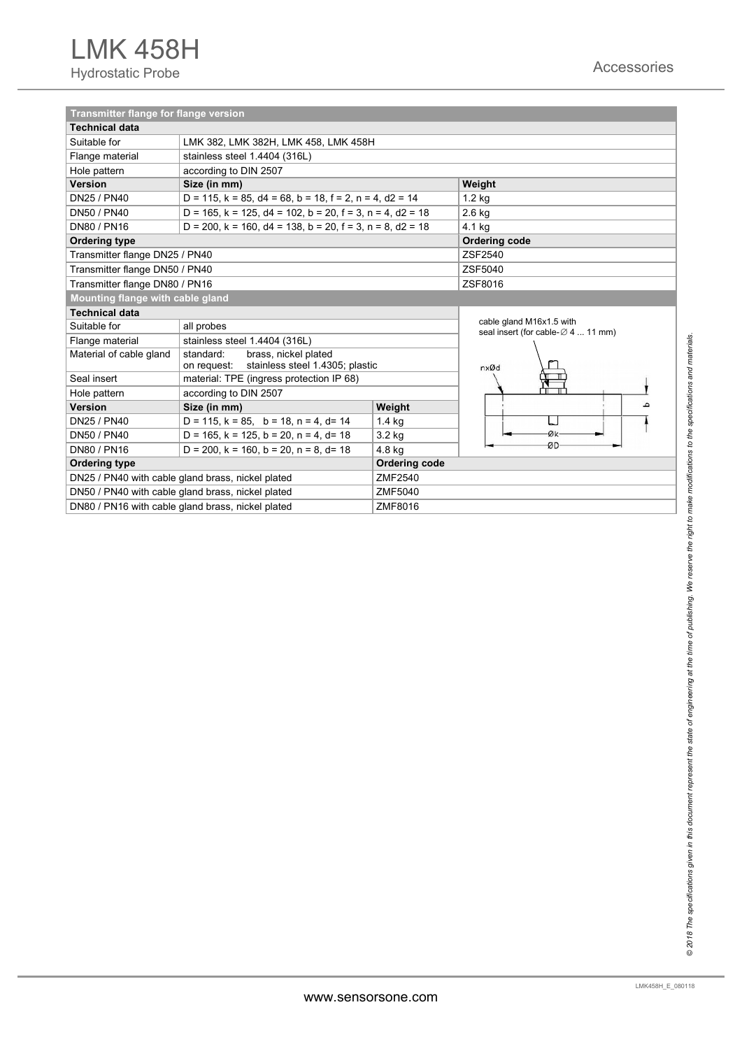# LMK 458H

Hydrostatic Probe

Accessories

| Transmitter flange for flange version | | |
|---|---|---|
| **Technical data** | | |
| Suitable for | LMK 382, LMK 382H, LMK 458, LMK 458H | |
| Flange material | stainless steel 1.4404 (316L) | |
| Hole pattern | according to DIN 2507 | |
| **Version** | **Size (in mm)** | **Weight** |
| DN25 / PN40 | D = 115, k = 85, d4 = 68, b = 18, f = 2, n = 4, d2 = 14 | 1.2 kg |
| DN50 / PN40 | D = 165, k = 125, d4 = 102, b = 20, f = 3, n = 4, d2 = 18 | 2.6 kg |
| DN80 / PN16 | D = 200, k = 160, d4 = 138, b = 20, f = 3, n = 8, d2 = 18 | 4.1 kg |
| **Ordering type** | | **Ordering code** |
| Transmitter flange DN25 / PN40 | | ZSF2540 |
| Transmitter flange DN50 / PN40 | | ZSF5040 |
| Transmitter flange DN80 / PN16 | | ZSF8016 |

| Mounting flange with cable gland | | |
|---|---|---|
| **Technical data** | | |
| Suitable for | all probes | |
| Flange material | stainless steel 1.4404 (316L) | |
| Material of cable gland | standard: brass, nickel plated<br>on request: stainless steel 1.4305; plastic | |
| Seal insert | material: TPE (ingress protection IP 68) | |
| Hole pattern | according to DIN 2507 | |
| **Version** | **Size (in mm)** | **Weight** |
| DN25 / PN40 | D = 115, k = 85, b = 18, n = 4, d= 14 | 1.4 kg |
| DN50 / PN40 | D = 165, k = 125, b = 20, n = 4, d= 18 | 3.2 kg |
| DN80 / PN16 | D = 200, k = 160, b = 20, n = 8, d= 18 | 4.8 kg |
| **Ordering type** | | **Ordering code** |
| DN25 / PN40 with cable gland brass, nickel plated | | ZMF2540 |
| DN50 / PN40 with cable gland brass, nickel plated | | ZMF5040 |
| DN80 / PN16 with cable gland brass, nickel plated | | ZMF8016 |

cable gland M16x1.5 with seal insert (for cable-∅ 4 ... 11 mm)

n×Ød, b, Øk, ØD

© 2018 The specifications given in this document represent the state of engineering at the time of publishing. We reserve the right to make modifications to the specifications and materials.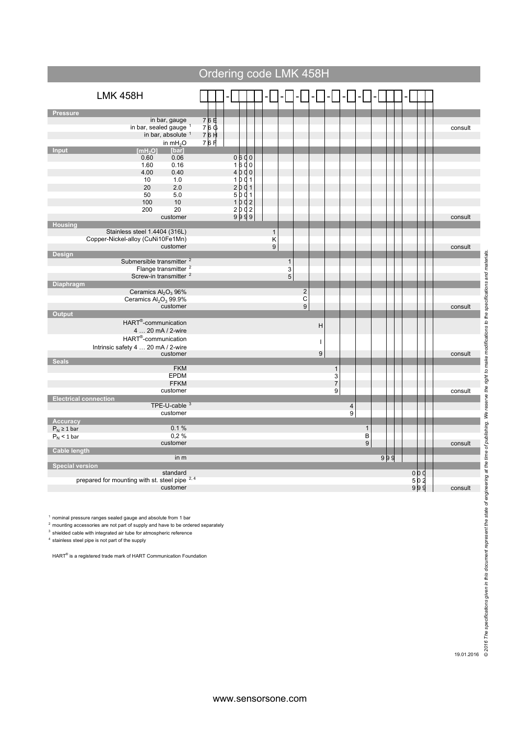# Ordering code LMK 458H

LMK 458H ☐☐☐ - ☐☐☐☐ - ☐ - ☐ - ☐ - ☐ - ☐ - ☐ - ☐ - ☐☐☐ - ☐☐☐

| | | |
|---|---|---|
| **Pressure** | | |
| in bar, gauge | 7 6 E | |
| in bar, sealed gauge [1] | 7 6 G | consult |
| in bar, absolute [1] | 7 6 H | |
| in $mH_2O$ | 7 6 F | |
| **Input** [$mH_2O$] / [bar] | | |
| 0.60 / 0.06 | 0 6 0 0 | |
| 1.60 / 0.16 | 1 6 0 0 | |
| 4.00 / 0.40 | 4 0 0 0 | |
| 10 / 1.0 | 1 0 0 1 | |
| 20 / 2.0 | 2 0 0 1 | |
| 50 / 5.0 | 5 0 0 1 | |
| 100 / 10 | 1 0 0 2 | |
| 200 / 20 | 2 0 0 2 | |
| customer | 9 9 9 9 | consult |
| **Housing** | | |
| Stainless steel 1.4404 (316L) | 1 | |
| Copper-Nickel-alloy (CuNi10Fe1Mn) | K | |
| customer | 9 | consult |
| **Design** | | |
| Submersible transmitter [2] | 1 | |
| Flange transmitter [2] | 3 | |
| Screw-in transmitter [2] | 5 | |
| **Diaphragm** | | |
| Ceramics $Al_2O_3$ 96% | 2 | |
| Ceramics $Al_2O_3$ 99.9% | C | |
| customer | 9 | consult |
| **Output** | | |
| HART®-communication 4 … 20 mA / 2-wire | H | |
| HART®-communication Intrinsic safety 4 … 20 mA / 2-wire | I | |
| customer | 9 | consult |
| **Seals** | | |
| FKM | 1 | |
| EPDM | 3 | |
| FFKM | 7 | |
| customer | 9 | consult |
| **Electrical connection** | | |
| TPE-U-cable [3] | 4 | |
| customer | 9 | |
| **Accuracy** | | |
| $P_N \geq 1$ bar 0.1 % | 1 | |
| $P_N < 1$ bar 0,2 % | B | |
| customer | 9 | consult |
| **Cable length** | | |
| in m | 9 9 9 | |
| **Special version** | | |
| standard | 0 0 0 | |
| prepared for mounting with st. steel pipe [2, 4] | 5 0 2 | |
| customer | 9 9 9 | consult |

[1] nominal pressure ranges sealed gauge and absolute from 1 bar

[2] mounting accessories are not part of supply and have to be ordered separately

[3] shielded cable with integrated air tube for atmospheric reference

[4] stainless steel pipe is not part of the supply

HART® is a registered trade mark of HART Communication Foundation

19.01.2016 © 2016 The specifications given in this document represent the state of engineering at the time of publishing. We reserve the right to make modifications to the specifications and materials.

www.sensorsone.com